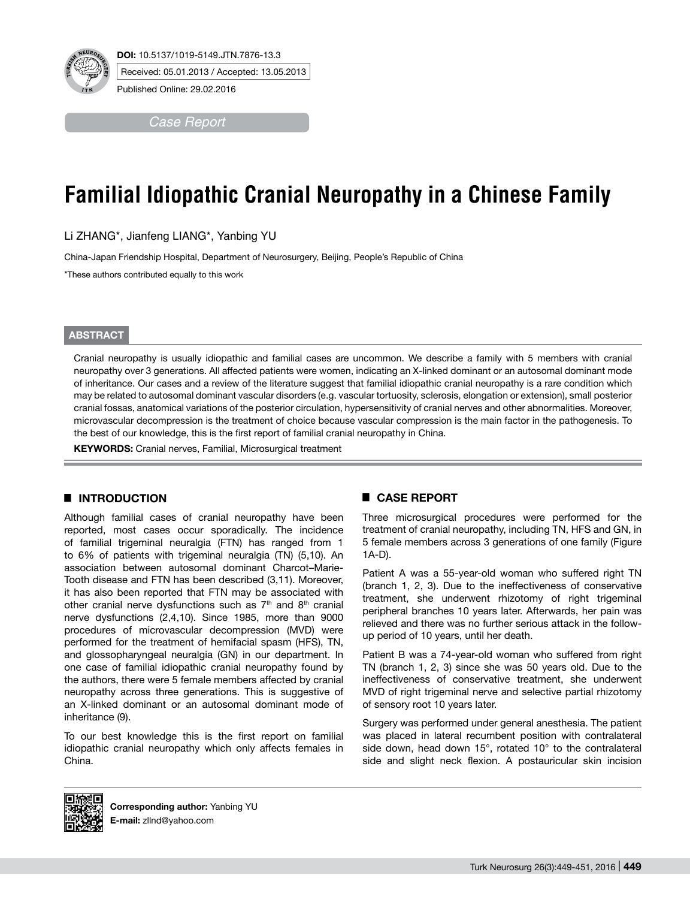DOI: 10.5137/1019-5149.JTN.7876-13.3

Received: 05.01.2013 / Accepted: 13.05.2013

Published Online: 29.02.2016

*Case Report*

# Familial Idiopathic Cranial Neuropathy in a Chinese Family

Li ZHANG*, Jianfeng LIANG*, Yanbing YU

China-Japan Friendship Hospital, Department of Neurosurgery, Beijing, People's Republic of China

*These authors contributed equally to this work

## ABSTRACT

Cranial neuropathy is usually idiopathic and familial cases are uncommon. We describe a family with 5 members with cranial neuropathy over 3 generations. All affected patients were women, indicating an X-linked dominant or an autosomal dominant mode of inheritance. Our cases and a review of the literature suggest that familial idiopathic cranial neuropathy is a rare condition which may be related to autosomal dominant vascular disorders (e.g. vascular tortuosity, sclerosis, elongation or extension), small posterior cranial fossas, anatomical variations of the posterior circulation, hypersensitivity of cranial nerves and other abnormalities. Moreover, microvascular decompression is the treatment of choice because vascular compression is the main factor in the pathogenesis. To the best of our knowledge, this is the first report of familial cranial neuropathy in China.

**KEYWORDS:** Cranial nerves, Familial, Microsurgical treatment

## INTRODUCTION

Although familial cases of cranial neuropathy have been reported, most cases occur sporadically. The incidence of familial trigeminal neuralgia (FTN) has ranged from 1 to 6% of patients with trigeminal neuralgia (TN) (5,10). An association between autosomal dominant Charcot–Marie-Tooth disease and FTN has been described (3,11). Moreover, it has also been reported that FTN may be associated with other cranial nerve dysfunctions such as 7th and 8th cranial nerve dysfunctions (2,4,10). Since 1985, more than 9000 procedures of microvascular decompression (MVD) were performed for the treatment of hemifacial spasm (HFS), TN, and glossopharyngeal neuralgia (GN) in our department. In one case of familial idiopathic cranial neuropathy found by the authors, there were 5 female members affected by cranial neuropathy across three generations. This is suggestive of an X-linked dominant or an autosomal dominant mode of inheritance (9).

To our best knowledge this is the first report on familial idiopathic cranial neuropathy which only affects females in China.

## CASE REPORT

Three microsurgical procedures were performed for the treatment of cranial neuropathy, including TN, HFS and GN, in 5 female members across 3 generations of one family (Figure 1A-D).

Patient A was a 55-year-old woman who suffered right TN (branch 1, 2, 3). Due to the ineffectiveness of conservative treatment, she underwent rhizotomy of right trigeminal peripheral branches 10 years later. Afterwards, her pain was relieved and there was no further serious attack in the follow-up period of 10 years, until her death.

Patient B was a 74-year-old woman who suffered from right TN (branch 1, 2, 3) since she was 50 years old. Due to the ineffectiveness of conservative treatment, she underwent MVD of right trigeminal nerve and selective partial rhizotomy of sensory root 10 years later.

Surgery was performed under general anesthesia. The patient was placed in lateral recumbent position with contralateral side down, head down 15°, rotated 10° to the contralateral side and slight neck flexion. A postauricular skin incision

**Corresponding author:** Yanbing YU
**E-mail:** zllnd@yahoo.com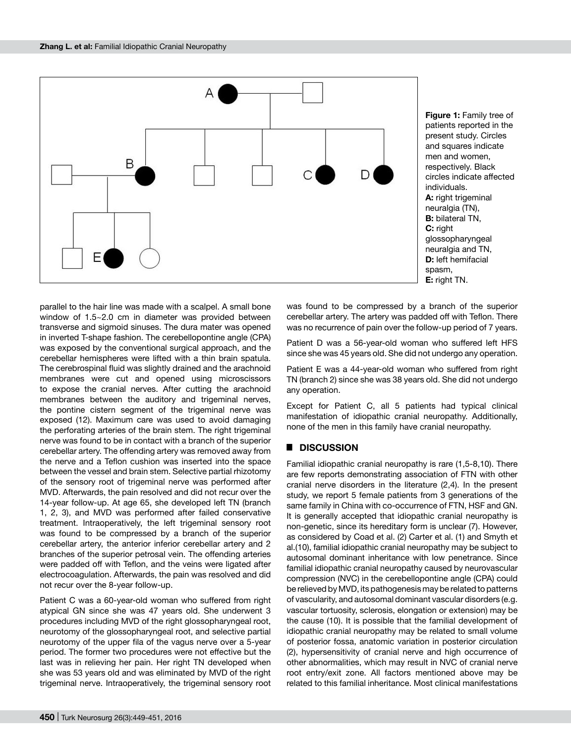Figure 1: Family tree of patients reported in the present study. Circles and squares indicate men and women, respectively. Black circles indicate affected individuals. **A:** right trigeminal neuralgia (TN), **B:** bilateral TN, **C:** right glossopharyngeal neuralgia and TN, **D:** left hemifacial spasm, **E:** right TN.

parallel to the hair line was made with a scalpel. A small bone window of 1.5~2.0 cm in diameter was provided between transverse and sigmoid sinuses. The dura mater was opened in inverted T-shape fashion. The cerebellopontine angle (CPA) was exposed by the conventional surgical approach, and the cerebellar hemispheres were lifted with a thin brain spatula. The cerebrospinal fluid was slightly drained and the arachnoid membranes were cut and opened using microscissors to expose the cranial nerves. After cutting the arachnoid membranes between the auditory and trigeminal nerves, the pontine cistern segment of the trigeminal nerve was exposed (12). Maximum care was used to avoid damaging the perforating arteries of the brain stem. The right trigeminal nerve was found to be in contact with a branch of the superior cerebellar artery. The offending artery was removed away from the nerve and a Teflon cushion was inserted into the space between the vessel and brain stem. Selective partial rhizotomy of the sensory root of trigeminal nerve was performed after MVD. Afterwards, the pain resolved and did not recur over the 14-year follow-up. At age 65, she developed left TN (branch 1, 2, 3), and MVD was performed after failed conservative treatment. Intraoperatively, the left trigeminal sensory root was found to be compressed by a branch of the superior cerebellar artery, the anterior inferior cerebellar artery and 2 branches of the superior petrosal vein. The offending arteries were padded off with Teflon, and the veins were ligated after electrocoagulation. Afterwards, the pain was resolved and did not recur over the 8-year follow-up.

Patient C was a 60-year-old woman who suffered from right atypical GN since she was 47 years old. She underwent 3 procedures including MVD of the right glossopharyngeal root, neurotomy of the glossopharyngeal root, and selective partial neurotomy of the upper fila of the vagus nerve over a 5-year period. The former two procedures were not effective but the last was in relieving her pain. Her right TN developed when she was 53 years old and was eliminated by MVD of the right trigeminal nerve. Intraoperatively, the trigeminal sensory root was found to be compressed by a branch of the superior cerebellar artery. The artery was padded off with Teflon. There was no recurrence of pain over the follow-up period of 7 years.

Patient D was a 56-year-old woman who suffered left HFS since she was 45 years old. She did not undergo any operation.

Patient E was a 44-year-old woman who suffered from right TN (branch 2) since she was 38 years old. She did not undergo any operation.

Except for Patient C, all 5 patients had typical clinical manifestation of idiopathic cranial neuropathy. Additionally, none of the men in this family have cranial neuropathy.

## DISCUSSION

Familial idiopathic cranial neuropathy is rare (1,5-8,10). There are few reports demonstrating association of FTN with other cranial nerve disorders in the literature (2,4). In the present study, we report 5 female patients from 3 generations of the same family in China with co-occurrence of FTN, HSF and GN. It is generally accepted that idiopathic cranial neuropathy is non-genetic, since its hereditary form is unclear (7). However, as considered by Coad et al. (2) Carter et al. (1) and Smyth et al.(10), familial idiopathic cranial neuropathy may be subject to autosomal dominant inheritance with low penetrance. Since familial idiopathic cranial neuropathy caused by neurovascular compression (NVC) in the cerebellopontine angle (CPA) could be relieved by MVD, its pathogenesis may be related to patterns of vascularity, and autosomal dominant vascular disorders (e.g. vascular tortuosity, sclerosis, elongation or extension) may be the cause (10). It is possible that the familial development of idiopathic cranial neuropathy may be related to small volume of posterior fossa, anatomic variation in posterior circulation (2), hypersensitivity of cranial nerve and high occurrence of other abnormalities, which may result in NVC of cranial nerve root entry/exit zone. All factors mentioned above may be related to this familial inheritance. Most clinical manifestations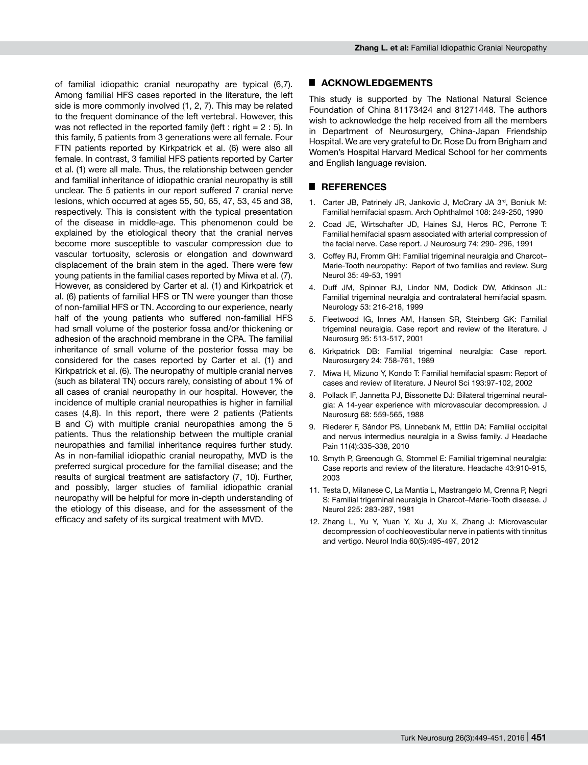of familial idiopathic cranial neuropathy are typical (6,7). Among familial HFS cases reported in the literature, the left side is more commonly involved (1, 2, 7). This may be related to the frequent dominance of the left vertebral. However, this was not reflected in the reported family (left : right = 2 : 5). In this family, 5 patients from 3 generations were all female. Four FTN patients reported by Kirkpatrick et al. (6) were also all female. In contrast, 3 familial HFS patients reported by Carter et al. (1) were all male. Thus, the relationship between gender and familial inheritance of idiopathic cranial neuropathy is still unclear. The 5 patients in our report suffered 7 cranial nerve lesions, which occurred at ages 55, 50, 65, 47, 53, 45 and 38, respectively. This is consistent with the typical presentation of the disease in middle-age. This phenomenon could be explained by the etiological theory that the cranial nerves become more susceptible to vascular compression due to vascular tortuosity, sclerosis or elongation and downward displacement of the brain stem in the aged. There were few young patients in the familial cases reported by Miwa et al. (7). However, as considered by Carter et al. (1) and Kirkpatrick et al. (6) patients of familial HFS or TN were younger than those of non-familial HFS or TN. According to our experience, nearly half of the young patients who suffered non-familial HFS had small volume of the posterior fossa and/or thickening or adhesion of the arachnoid membrane in the CPA. The familial inheritance of small volume of the posterior fossa may be considered for the cases reported by Carter et al. (1) and Kirkpatrick et al. (6). The neuropathy of multiple cranial nerves (such as bilateral TN) occurs rarely, consisting of about 1% of all cases of cranial neuropathy in our hospital. However, the incidence of multiple cranial neuropathies is higher in familial cases (4,8). In this report, there were 2 patients (Patients B and C) with multiple cranial neuropathies among the 5 patients. Thus the relationship between the multiple cranial neuropathies and familial inheritance requires further study. As in non-familial idiopathic cranial neuropathy, MVD is the preferred surgical procedure for the familial disease; and the results of surgical treatment are satisfactory (7, 10). Further, and possibly, larger studies of familial idiopathic cranial neuropathy will be helpful for more in-depth understanding of the etiology of this disease, and for the assessment of the efficacy and safety of its surgical treatment with MVD.

## ACKNOWLEDGEMENTS

This study is supported by The National Natural Science Foundation of China 81173424 and 81271448. The authors wish to acknowledge the help received from all the members in Department of Neurosurgery, China-Japan Friendship Hospital. We are very grateful to Dr. Rose Du from Brigham and Women's Hospital Harvard Medical School for her comments and English language revision.

## REFERENCES

1. Carter JB, Patrinely JR, Jankovic J, McCrary JA 3rd, Boniuk M: Familial hemifacial spasm. Arch Ophthalmol 108: 249-250, 1990
2. Coad JE, Wirtschafter JD, Haines SJ, Heros RC, Perrone T: Familial hemifacial spasm associated with arterial compression of the facial nerve. Case report. J Neurosurg 74: 290- 296, 1991
3. Coffey RJ, Fromm GH: Familial trigeminal neuralgia and Charcot–Marie-Tooth neuropathy: Report of two families and review. Surg Neurol 35: 49-53, 1991
4. Duff JM, Spinner RJ, Lindor NM, Dodick DW, Atkinson JL: Familial trigeminal neuralgia and contralateral hemifacial spasm. Neurology 53: 216-218, 1999
5. Fleetwood IG, Innes AM, Hansen SR, Steinberg GK: Familial trigeminal neuralgia. Case report and review of the literature. J Neurosurg 95: 513-517, 2001
6. Kirkpatrick DB: Familial trigeminal neuralgia: Case report. Neurosurgery 24: 758-761, 1989
7. Miwa H, Mizuno Y, Kondo T: Familial hemifacial spasm: Report of cases and review of literature. J Neurol Sci 193:97-102, 2002
8. Pollack IF, Jannetta PJ, Bissonette DJ: Bilateral trigeminal neuralgia: A 14-year experience with microvascular decompression. J Neurosurg 68: 559-565, 1988
9. Riederer F, Sándor PS, Linnebank M, Ettlin DA: Familial occipital and nervus intermedius neuralgia in a Swiss family. J Headache Pain 11(4):335-338, 2010
10. Smyth P, Greenough G, Stommel E: Familial trigeminal neuralgia: Case reports and review of the literature. Headache 43:910-915, 2003
11. Testa D, Milanese C, La Mantia L, Mastrangelo M, Crenna P, Negri S: Familial trigeminal neuralgia in Charcot–Marie-Tooth disease. J Neurol 225: 283-287, 1981
12. Zhang L, Yu Y, Yuan Y, Xu J, Xu X, Zhang J: Microvascular decompression of cochleovestibular nerve in patients with tinnitus and vertigo. Neurol India 60(5):495-497, 2012